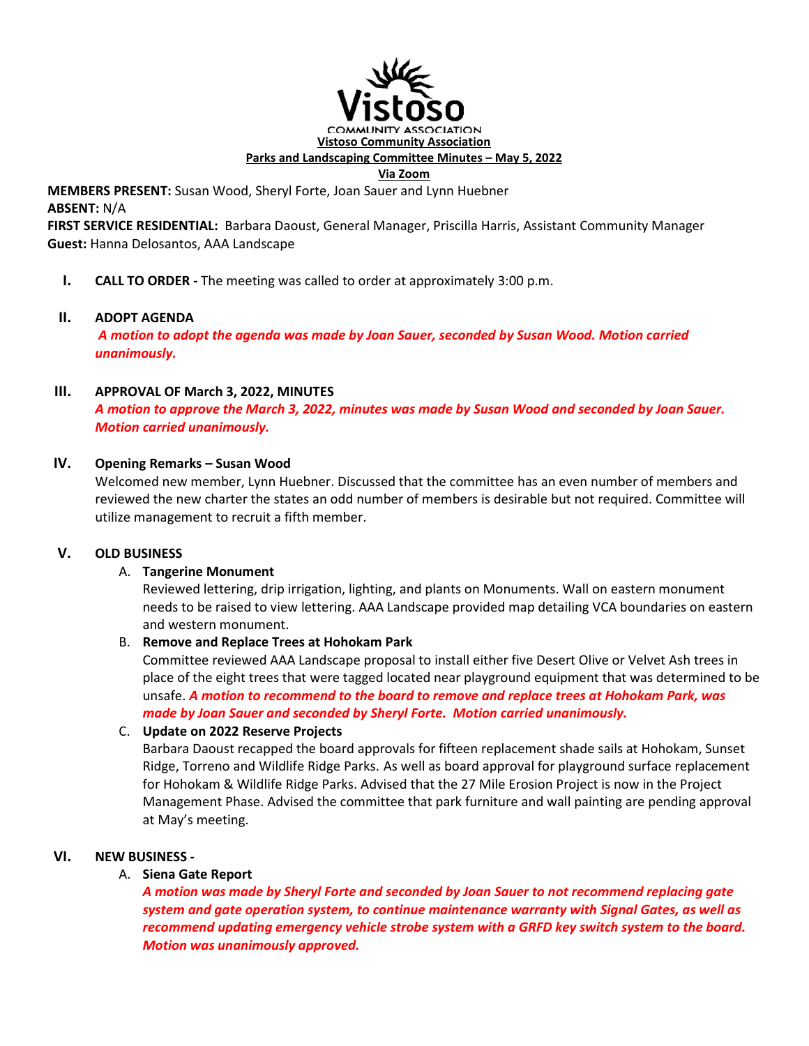**Vistoso Community Association**

**Parks and Landscaping Committee Minutes – May 5, 2022**

**Via Zoom**

**MEMBERS PRESENT:** Susan Wood, Sheryl Forte, Joan Sauer and Lynn Huebner
**ABSENT:** N/A
**FIRST SERVICE RESIDENTIAL:** Barbara Daoust, General Manager, Priscilla Harris, Assistant Community Manager
**Guest:** Hanna Delosantos, AAA Landscape

**I. CALL TO ORDER -** The meeting was called to order at approximately 3:00 p.m.

**II. ADOPT AGENDA**

***A motion to adopt the agenda was made by Joan Sauer, seconded by Susan Wood. Motion carried unanimously.***

**III. APPROVAL OF March 3, 2022, MINUTES**

***A motion to approve the March 3, 2022, minutes was made by Susan Wood and seconded by Joan Sauer. Motion carried unanimously.***

**IV. Opening Remarks – Susan Wood**

Welcomed new member, Lynn Huebner. Discussed that the committee has an even number of members and reviewed the new charter the states an odd number of members is desirable but not required. Committee will utilize management to recruit a fifth member.

**V. OLD BUSINESS**

A. **Tangerine Monument**
Reviewed lettering, drip irrigation, lighting, and plants on Monuments. Wall on eastern monument needs to be raised to view lettering. AAA Landscape provided map detailing VCA boundaries on eastern and western monument.

B. **Remove and Replace Trees at Hohokam Park**
Committee reviewed AAA Landscape proposal to install either five Desert Olive or Velvet Ash trees in place of the eight trees that were tagged located near playground equipment that was determined to be unsafe. ***A motion to recommend to the board to remove and replace trees at Hohokam Park, was made by Joan Sauer and seconded by Sheryl Forte. Motion carried unanimously.***

C. **Update on 2022 Reserve Projects**
Barbara Daoust recapped the board approvals for fifteen replacement shade sails at Hohokam, Sunset Ridge, Torreno and Wildlife Ridge Parks. As well as board approval for playground surface replacement for Hohokam & Wildlife Ridge Parks. Advised that the 27 Mile Erosion Project is now in the Project Management Phase. Advised the committee that park furniture and wall painting are pending approval at May's meeting.

**VI. NEW BUSINESS -**

A. **Siena Gate Report**
***A motion was made by Sheryl Forte and seconded by Joan Sauer to not recommend replacing gate system and gate operation system, to continue maintenance warranty with Signal Gates, as well as recommend updating emergency vehicle strobe system with a GRFD key switch system to the board. Motion was unanimously approved.***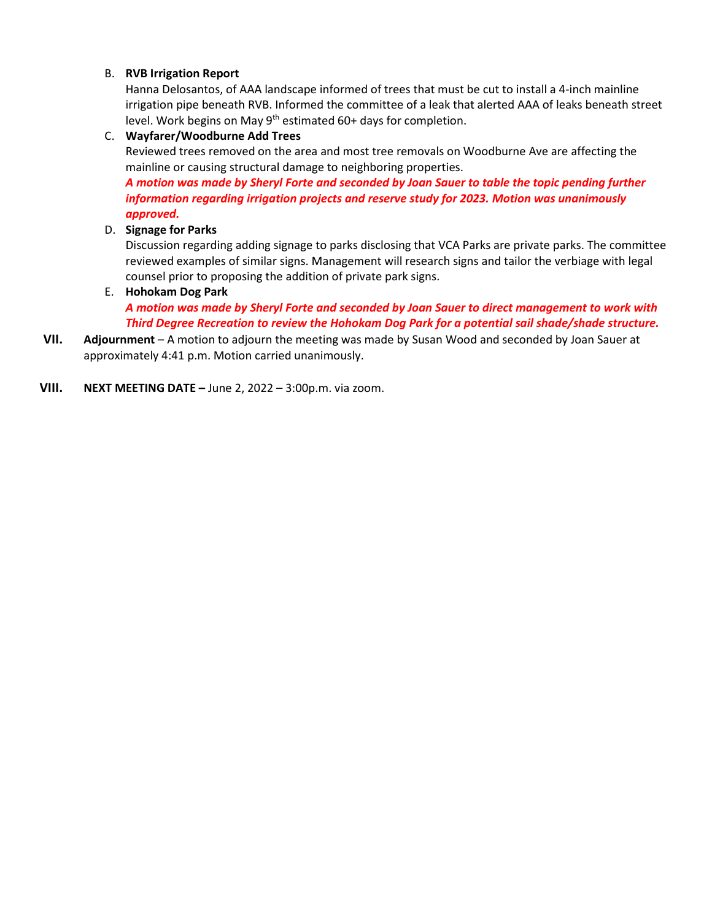B. **RVB Irrigation Report**

Hanna Delosantos, of AAA landscape informed of trees that must be cut to install a 4-inch mainline irrigation pipe beneath RVB. Informed the committee of a leak that alerted AAA of leaks beneath street level. Work begins on May 9th estimated 60+ days for completion.

C. **Wayfarer/Woodburne Add Trees**

Reviewed trees removed on the area and most tree removals on Woodburne Ave are affecting the mainline or causing structural damage to neighboring properties.

***A motion was made by Sheryl Forte and seconded by Joan Sauer to table the topic pending further information regarding irrigation projects and reserve study for 2023. Motion was unanimously approved.***

D. **Signage for Parks**

Discussion regarding adding signage to parks disclosing that VCA Parks are private parks. The committee reviewed examples of similar signs. Management will research signs and tailor the verbiage with legal counsel prior to proposing the addition of private park signs.

E. **Hohokam Dog Park**

***A motion was made by Sheryl Forte and seconded by Joan Sauer to direct management to work with Third Degree Recreation to review the Hohokam Dog Park for a potential sail shade/shade structure.***

**VII.** **Adjournment** – A motion to adjourn the meeting was made by Susan Wood and seconded by Joan Sauer at approximately 4:41 p.m. Motion carried unanimously.

**VIII.** **NEXT MEETING DATE –** June 2, 2022 – 3:00p.m. via zoom.